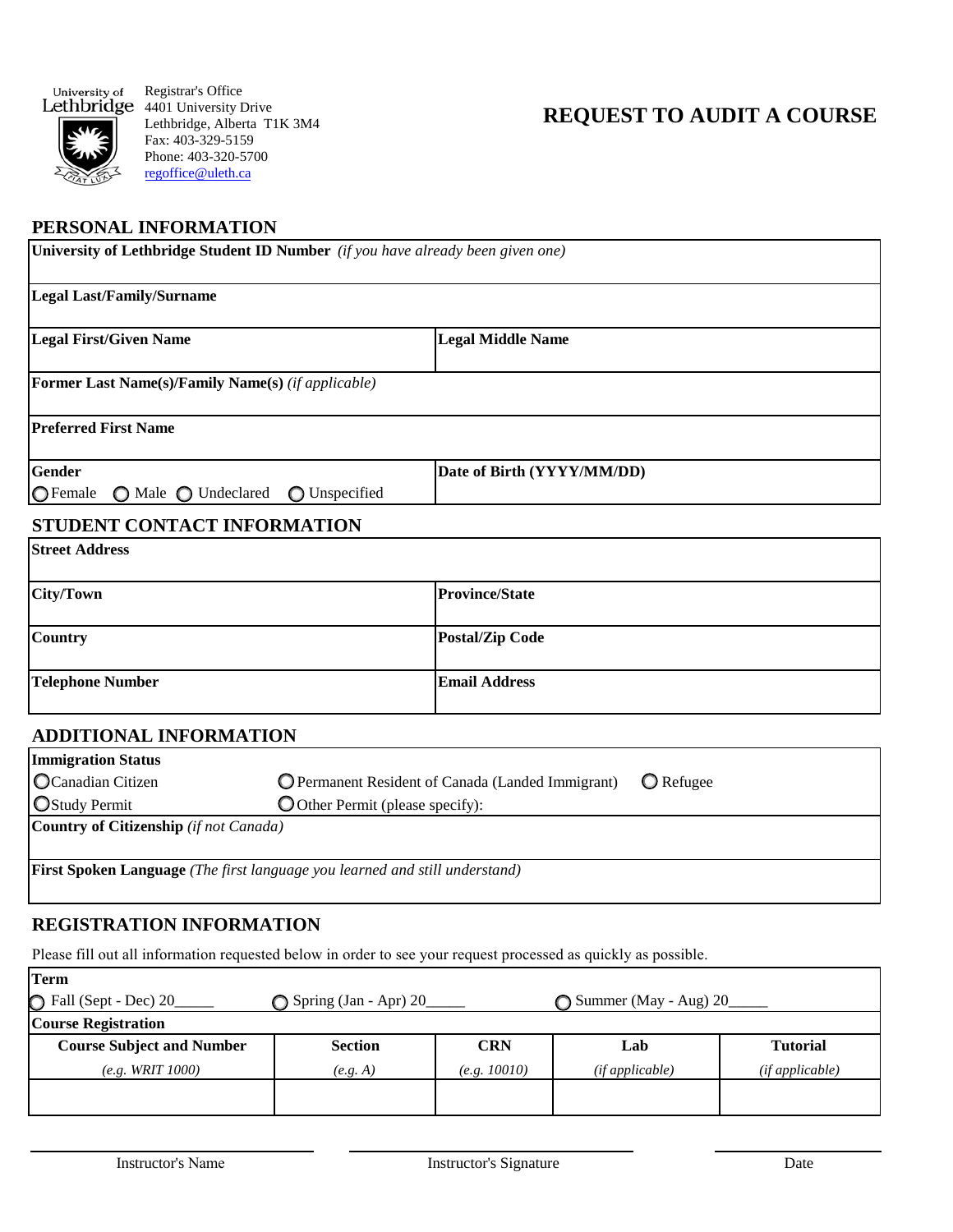University of Lethbridge

Registrar's Office
4401 University Drive
Lethbridge, Alberta T1K 3M4
Fax: 403-329-5159
Phone: 403-320-5700
regoffice@uleth.ca

# REQUEST TO AUDIT A COURSE

## PERSONAL INFORMATION

| | |
|---|---|
| **University of Lethbridge Student ID Number** *(if you have already been given one)* | |
| **Legal Last/Family/Surname** | |
| **Legal First/Given Name** | **Legal Middle Name** |
| **Former Last Name(s)/Family Name(s)** *(if applicable)* | |
| **Preferred First Name** | |
| **Gender** ○ Female ○ Male ○ Undeclared ○ Unspecified | **Date of Birth (YYYY/MM/DD)** |

## STUDENT CONTACT INFORMATION

| | |
|---|---|
| **Street Address** | |
| **City/Town** | **Province/State** |
| **Country** | **Postal/Zip Code** |
| **Telephone Number** | **Email Address** |

## ADDITIONAL INFORMATION

**Immigration Status**

○ Canadian Citizen ○ Permanent Resident of Canada (Landed Immigrant) ○ Refugee
○ Study Permit ○ Other Permit (please specify):

**Country of Citizenship** *(if not Canada)*

**First Spoken Language** *(The first language you learned and still understand)*

## REGISTRATION INFORMATION

Please fill out all information requested below in order to see your request processed as quickly as possible.

**Term**

○ Fall (Sept - Dec) 20_____ ○ Spring (Jan - Apr) 20_____ ○ Summer (May - Aug) 20_____

**Course Registration**

| Course Subject and Number | Section | CRN | Lab | Tutorial |
|---|---|---|---|---|
| *(e.g. WRIT 1000)* | *(e.g. A)* | *(e.g. 10010)* | *(if applicable)* | *(if applicable)* |
| | | | | |

Instructor's Name ____________________ Instructor's Signature ____________________ Date ____________________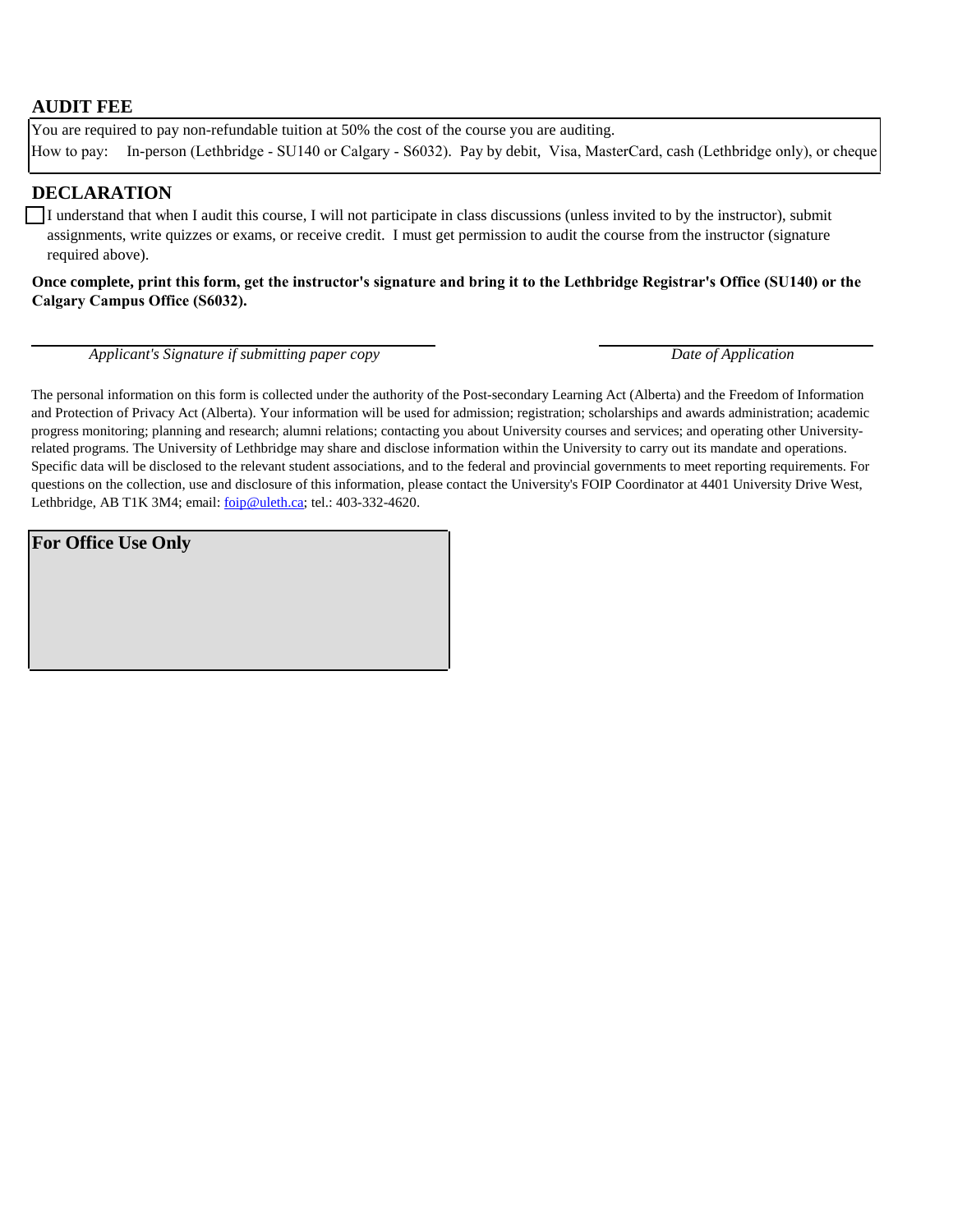## AUDIT FEE

You are required to pay non-refundable tuition at 50% the cost of the course you are auditing.

How to pay: In-person (Lethbridge - SU140 or Calgary - S6032). Pay by debit, Visa, MasterCard, cash (Lethbridge only), or cheque

## DECLARATION

☐ I understand that when I audit this course, I will not participate in class discussions (unless invited to by the instructor), submit assignments, write quizzes or exams, or receive credit. I must get permission to audit the course from the instructor (signature required above).

**Once complete, print this form, get the instructor's signature and bring it to the Lethbridge Registrar's Office (SU140) or the Calgary Campus Office (S6032).**

\_\_\_\_\_\_\_\_\_\_\_\_\_\_\_\_\_\_\_\_\_\_\_\_\_\_\_\_\_\_\_\_\_\_\_\_\_\_\_\_
*Applicant's Signature if submitting paper copy*

\_\_\_\_\_\_\_\_\_\_\_\_\_\_\_\_\_\_\_\_\_\_\_\_\_\_\_\_\_\_
*Date of Application*

The personal information on this form is collected under the authority of the Post-secondary Learning Act (Alberta) and the Freedom of Information and Protection of Privacy Act (Alberta). Your information will be used for admission; registration; scholarships and awards administration; academic progress monitoring; planning and research; alumni relations; contacting you about University courses and services; and operating other University-related programs. The University of Lethbridge may share and disclose information within the University to carry out its mandate and operations. Specific data will be disclosed to the relevant student associations, and to the federal and provincial governments to meet reporting requirements. For questions on the collection, use and disclosure of this information, please contact the University's FOIP Coordinator at 4401 University Drive West, Lethbridge, AB T1K 3M4; email: foip@uleth.ca; tel.: 403-332-4620.

**For Office Use Only**